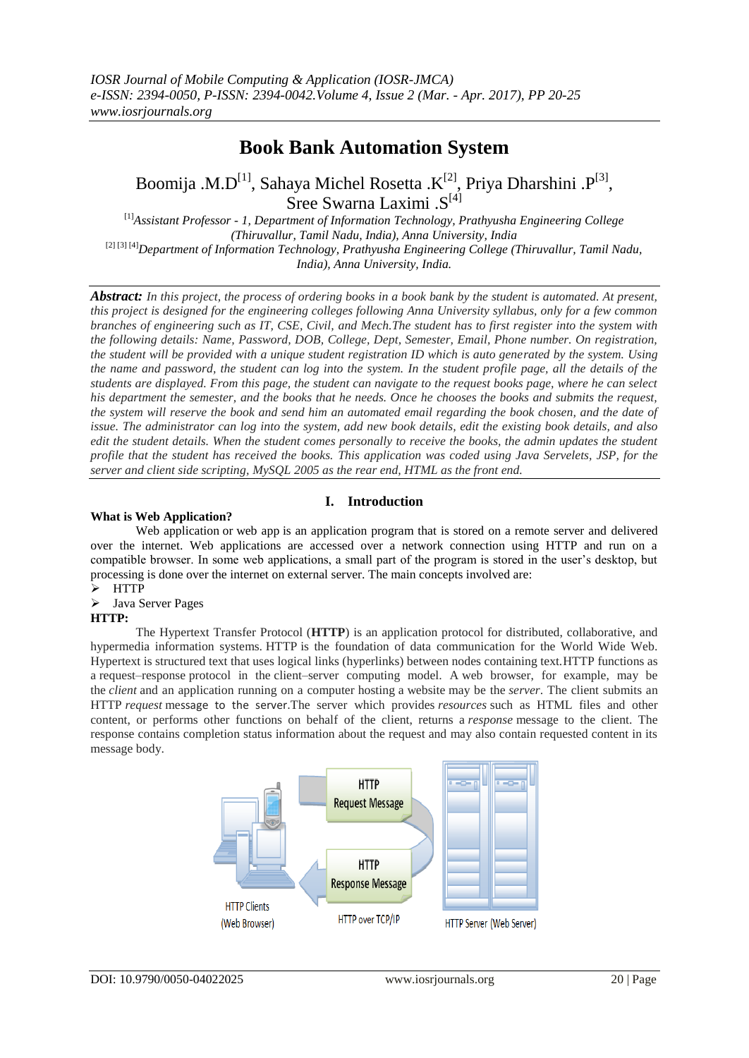# Book Bank Automation System

Boomija .M.D[1], Sahaya Michel Rosetta .K[2], Priya Dharshini .P[3], Sree Swarna Laximi .S[4]

[1]*Assistant Professor - 1, Department of Information Technology, Prathyusha Engineering College (Thiruvallur, Tamil Nadu, India), Anna University, India*

[2] [3] [4]*Department of Information Technology, Prathyusha Engineering College (Thiruvallur, Tamil Nadu, India), Anna University, India.*

***Abstract:*** *In this project, the process of ordering books in a book bank by the student is automated. At present, this project is designed for the engineering colleges following Anna University syllabus, only for a few common branches of engineering such as IT, CSE, Civil, and Mech.The student has to first register into the system with the following details: Name, Password, DOB, College, Dept, Semester, Email, Phone number. On registration, the student will be provided with a unique student registration ID which is auto generated by the system. Using the name and password, the student can log into the system. In the student profile page, all the details of the students are displayed. From this page, the student can navigate to the request books page, where he can select his department the semester, and the books that he needs. Once he chooses the books and submits the request, the system will reserve the book and send him an automated email regarding the book chosen, and the date of issue. The administrator can log into the system, add new book details, edit the existing book details, and also edit the student details. When the student comes personally to receive the books, the admin updates the student profile that the student has received the books. This application was coded using Java Servelets, JSP, for the server and client side scripting, MySQL 2005 as the rear end, HTML as the front end.*

## I. Introduction

**What is Web Application?**

Web application or web app is an application program that is stored on a remote server and delivered over the internet. Web applications are accessed over a network connection using HTTP and run on a compatible browser. In some web applications, a small part of the program is stored in the user's desktop, but processing is done over the internet on external server. The main concepts involved are:

- HTTP
- Java Server Pages

**HTTP:**

The Hypertext Transfer Protocol (**HTTP**) is an application protocol for distributed, collaborative, and hypermedia information systems. HTTP is the foundation of data communication for the World Wide Web. Hypertext is structured text that uses logical links (hyperlinks) between nodes containing text.HTTP functions as a request–response protocol in the client–server computing model. A web browser, for example, may be the *client* and an application running on a computer hosting a website may be the *server*. The client submits an HTTP *request* message to the server.The server which provides *resources* such as HTML files and other content, or performs other functions on behalf of the client, returns a *response* message to the client. The response contains completion status information about the request and may also contain requested content in its message body.

HTTP Request Message

HTTP Response Message

HTTP Clients (Web Browser) | HTTP over TCP/IP | HTTP Server (Web Server)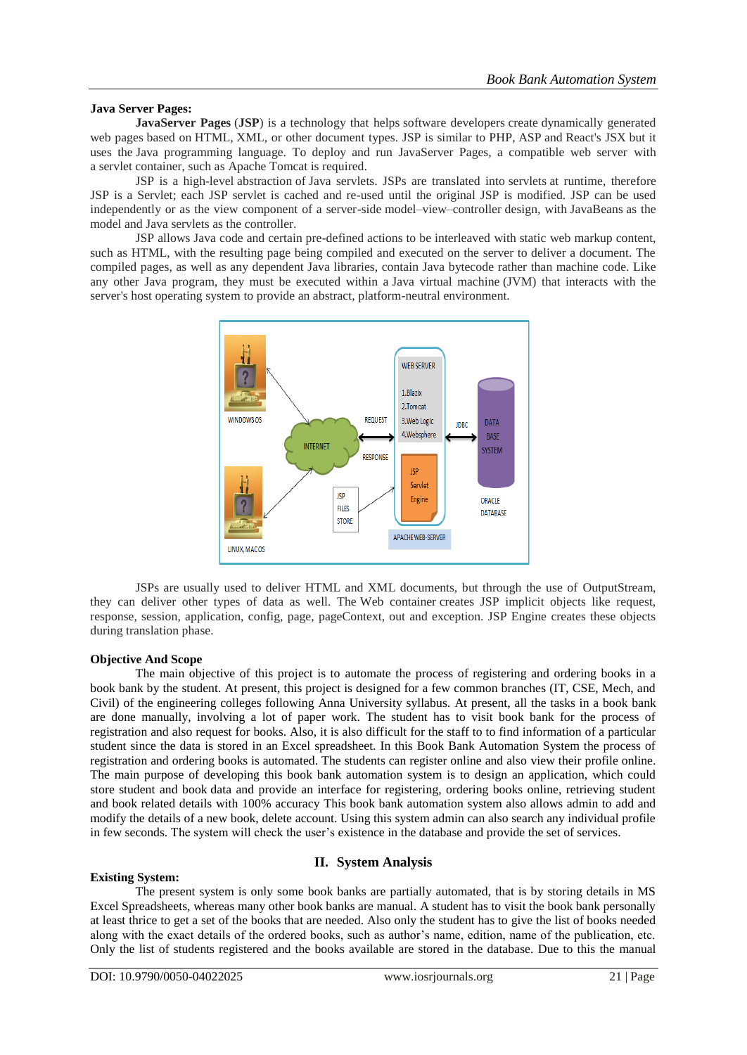**Java Server Pages:**

**JavaServer Pages** (**JSP**) is a technology that helps software developers create dynamically generated web pages based on HTML, XML, or other document types. JSP is similar to PHP, ASP and React's JSX but it uses the Java programming language. To deploy and run JavaServer Pages, a compatible web server with a servlet container, such as Apache Tomcat is required.

JSP is a high-level abstraction of Java servlets. JSPs are translated into servlets at runtime, therefore JSP is a Servlet; each JSP servlet is cached and re-used until the original JSP is modified. JSP can be used independently or as the view component of a server-side model–view–controller design, with JavaBeans as the model and Java servlets as the controller.

JSP allows Java code and certain pre-defined actions to be interleaved with static web markup content, such as HTML, with the resulting page being compiled and executed on the server to deliver a document. The compiled pages, as well as any dependent Java libraries, contain Java bytecode rather than machine code. Like any other Java program, they must be executed within a Java virtual machine (JVM) that interacts with the server's host operating system to provide an abstract, platform-neutral environment.

JSPs are usually used to deliver HTML and XML documents, but through the use of OutputStream, they can deliver other types of data as well. The Web container creates JSP implicit objects like request, response, session, application, config, page, pageContext, out and exception. JSP Engine creates these objects during translation phase.

**Objective And Scope**

The main objective of this project is to automate the process of registering and ordering books in a book bank by the student. At present, this project is designed for a few common branches (IT, CSE, Mech, and Civil) of the engineering colleges following Anna University syllabus. At present, all the tasks in a book bank are done manually, involving a lot of paper work. The student has to visit book bank for the process of registration and also request for books. Also, it is also difficult for the staff to to find information of a particular student since the data is stored in an Excel spreadsheet. In this Book Bank Automation System the process of registration and ordering books is automated. The students can register online and also view their profile online. The main purpose of developing this book bank automation system is to design an application, which could store student and book data and provide an interface for registering, ordering books online, retrieving student and book related details with 100% accuracy This book bank automation system also allows admin to add and modify the details of a new book, delete account. Using this system admin can also search any individual profile in few seconds. The system will check the user's existence in the database and provide the set of services.

## II. System Analysis

**Existing System:**

The present system is only some book banks are partially automated, that is by storing details in MS Excel Spreadsheets, whereas many other book banks are manual. A student has to visit the book bank personally at least thrice to get a set of the books that are needed. Also only the student has to give the list of books needed along with the exact details of the ordered books, such as author's name, edition, name of the publication, etc. Only the list of students registered and the books available are stored in the database. Due to this the manual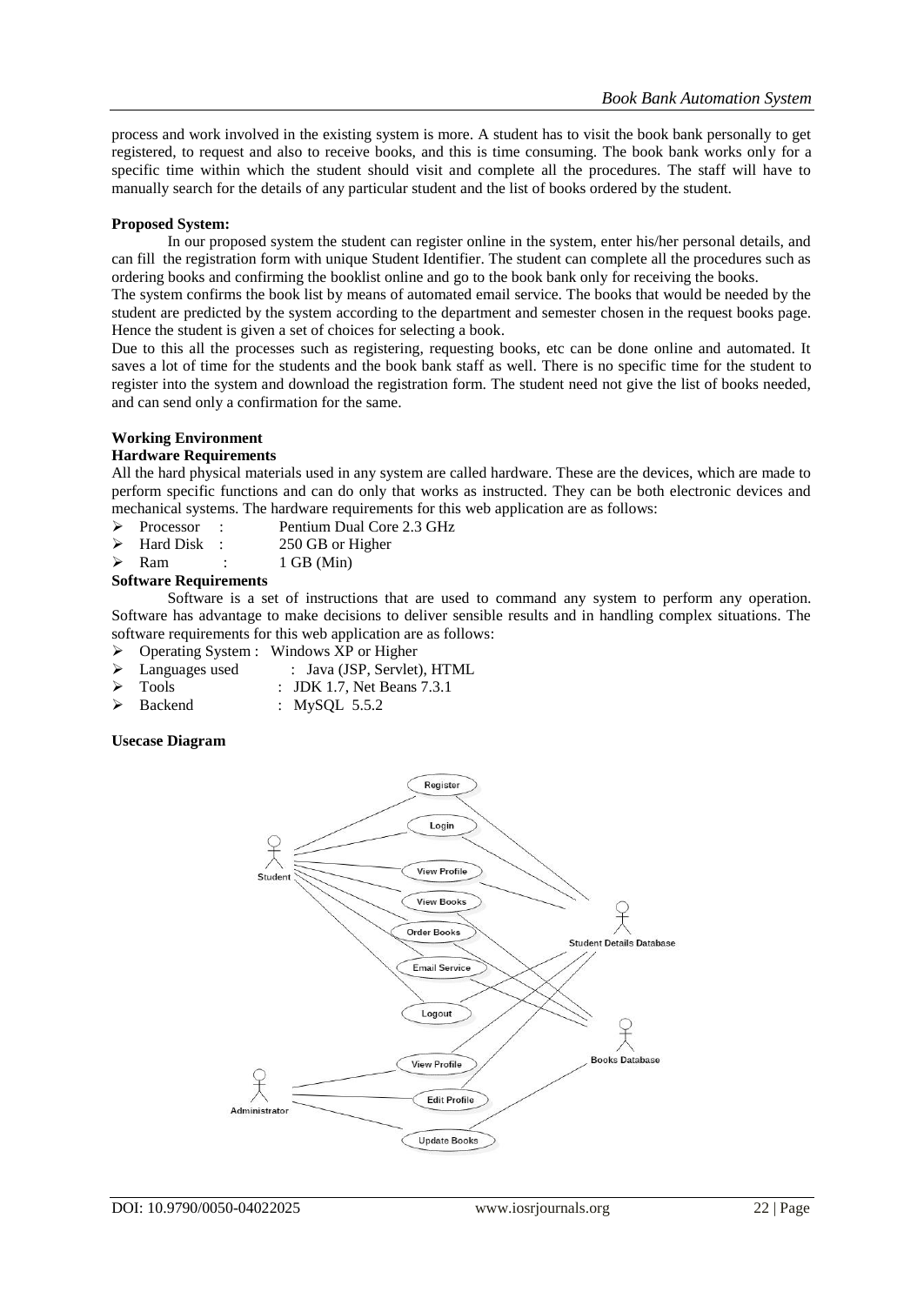process and work involved in the existing system is more. A student has to visit the book bank personally to get registered, to request and also to receive books, and this is time consuming. The book bank works only for a specific time within which the student should visit and complete all the procedures. The staff will have to manually search for the details of any particular student and the list of books ordered by the student.

**Proposed System:**

In our proposed system the student can register online in the system, enter his/her personal details, and can fill the registration form with unique Student Identifier. The student can complete all the procedures such as ordering books and confirming the booklist online and go to the book bank only for receiving the books.

The system confirms the book list by means of automated email service. The books that would be needed by the student are predicted by the system according to the department and semester chosen in the request books page. Hence the student is given a set of choices for selecting a book.

Due to this all the processes such as registering, requesting books, etc can be done online and automated. It saves a lot of time for the students and the book bank staff as well. There is no specific time for the student to register into the system and download the registration form. The student need not give the list of books needed, and can send only a confirmation for the same.

**Working Environment**

**Hardware Requirements**

All the hard physical materials used in any system are called hardware. These are the devices, which are made to perform specific functions and can do only that works as instructed. They can be both electronic devices and mechanical systems. The hardware requirements for this web application are as follows:

- Processor : Pentium Dual Core 2.3 GHz
- Hard Disk : 250 GB or Higher
- Ram : 1 GB (Min)

**Software Requirements**

Software is a set of instructions that are used to command any system to perform any operation. Software has advantage to make decisions to deliver sensible results and in handling complex situations. The software requirements for this web application are as follows:

- Operating System : Windows XP or Higher
- Languages used : Java (JSP, Servlet), HTML
- Tools : JDK 1.7, Net Beans 7.3.1
- Backend : MySQL 5.5.2

**Usecase Diagram**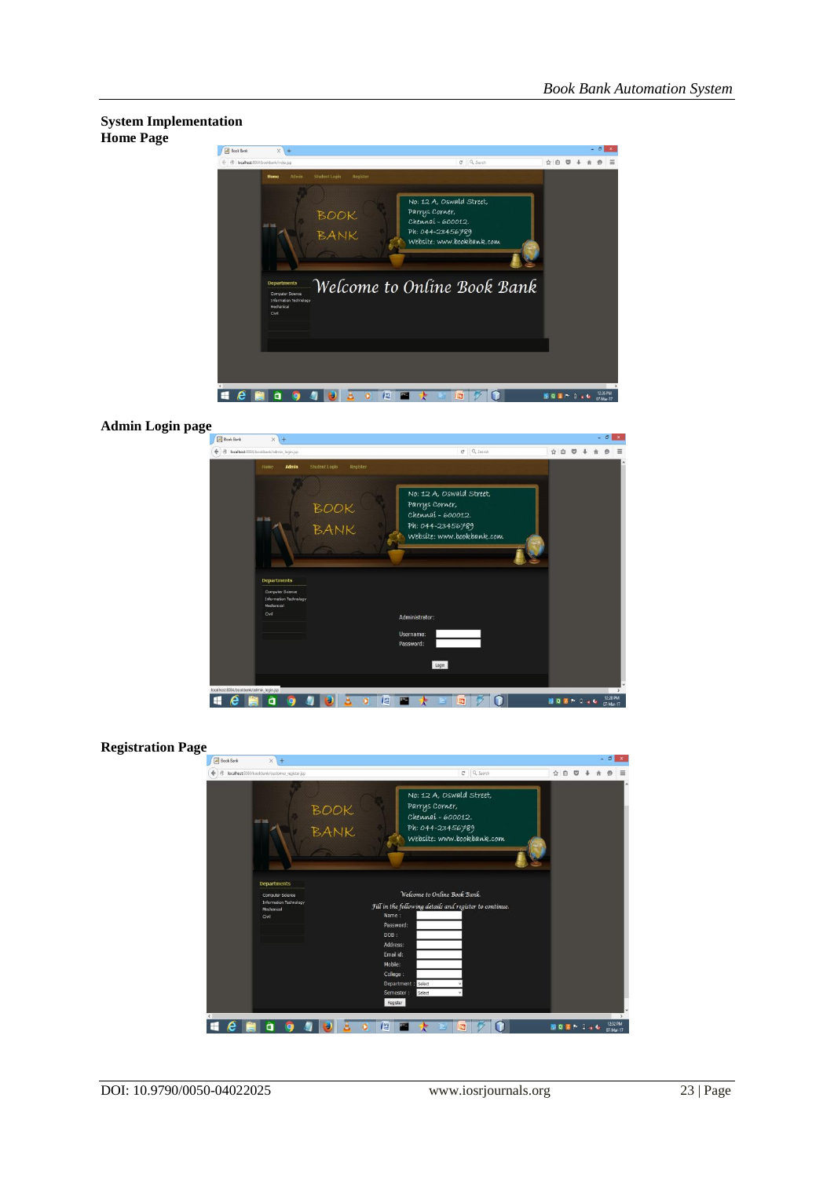**System Implementation**

**Home Page**

**Admin Login page**

**Registration Page**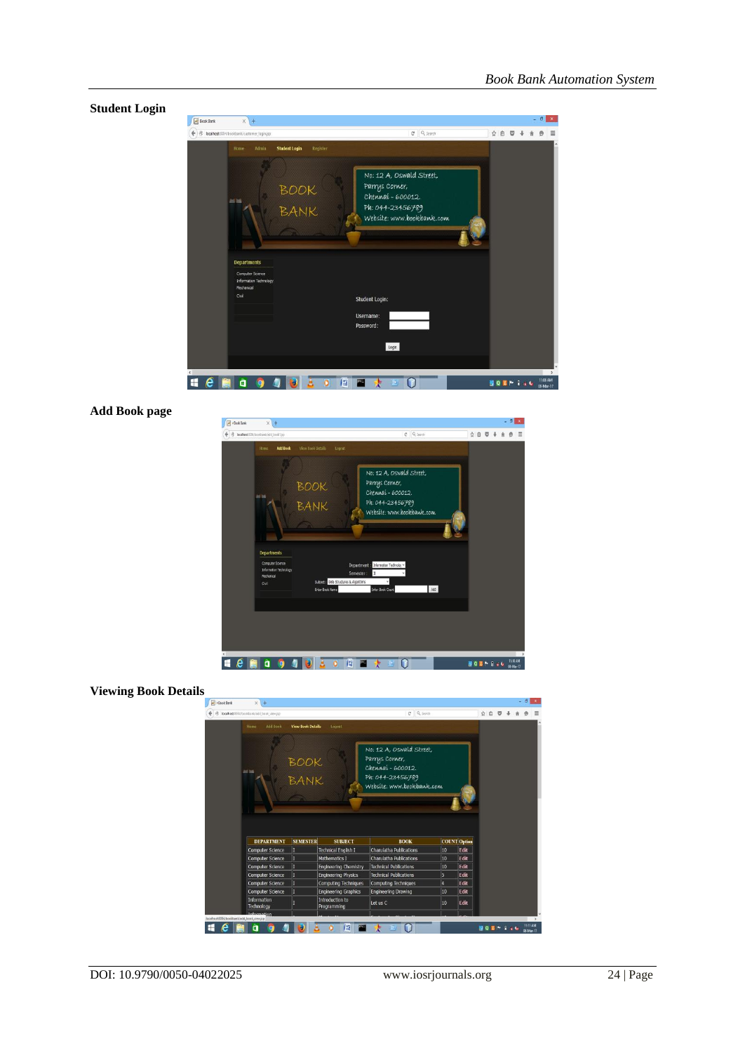**Student Login**

**Add Book page**

**Viewing Book Details**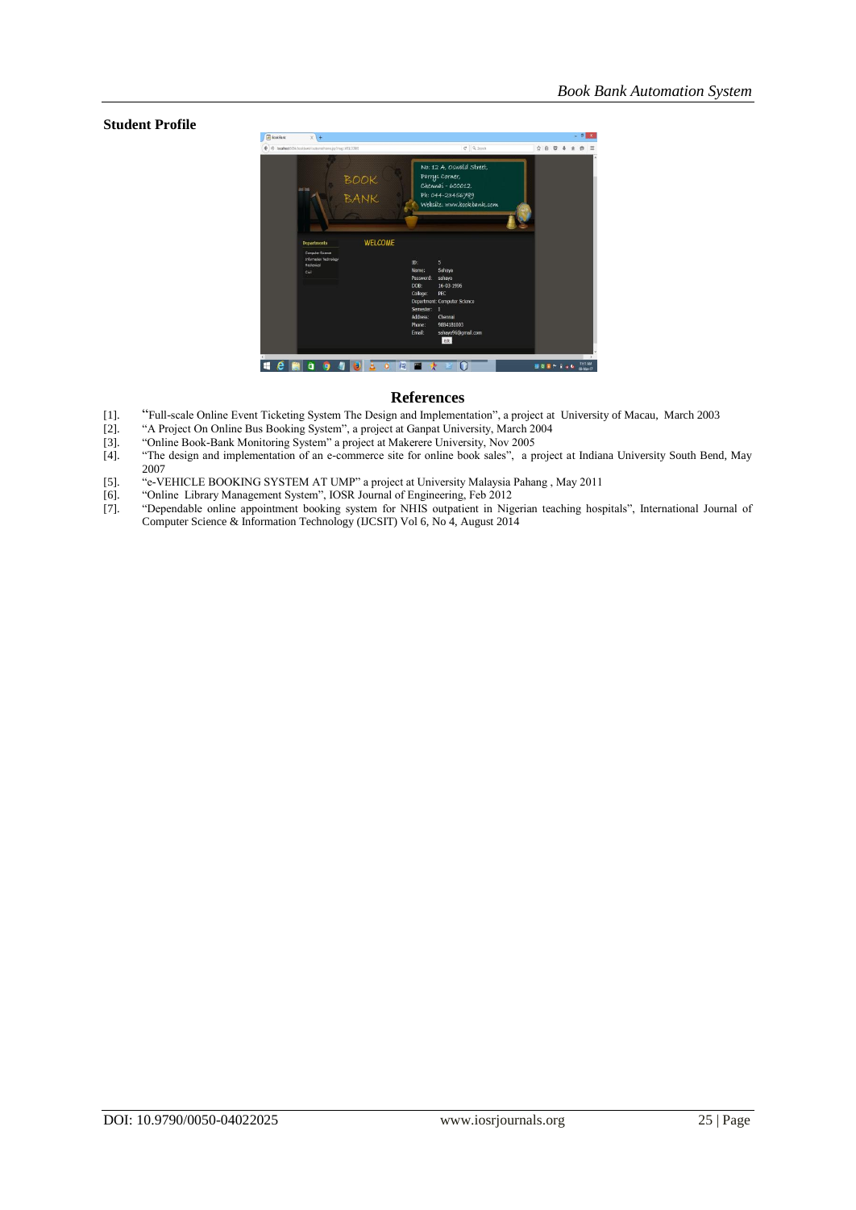**Student Profile**

## References

[1]. "Full-scale Online Event Ticketing System The Design and Implementation", a project at University of Macau, March 2003
[2]. "A Project On Online Bus Booking System", a project at Ganpat University, March 2004
[3]. "Online Book-Bank Monitoring System" a project at Makerere University, Nov 2005
[4]. "The design and implementation of an e-commerce site for online book sales", a project at Indiana University South Bend, May 2007
[5]. "e-VEHICLE BOOKING SYSTEM AT UMP" a project at University Malaysia Pahang , May 2011
[6]. "Online Library Management System", IOSR Journal of Engineering, Feb 2012
[7]. "Dependable online appointment booking system for NHIS outpatient in Nigerian teaching hospitals", International Journal of Computer Science & Information Technology (IJCSIT) Vol 6, No 4, August 2014